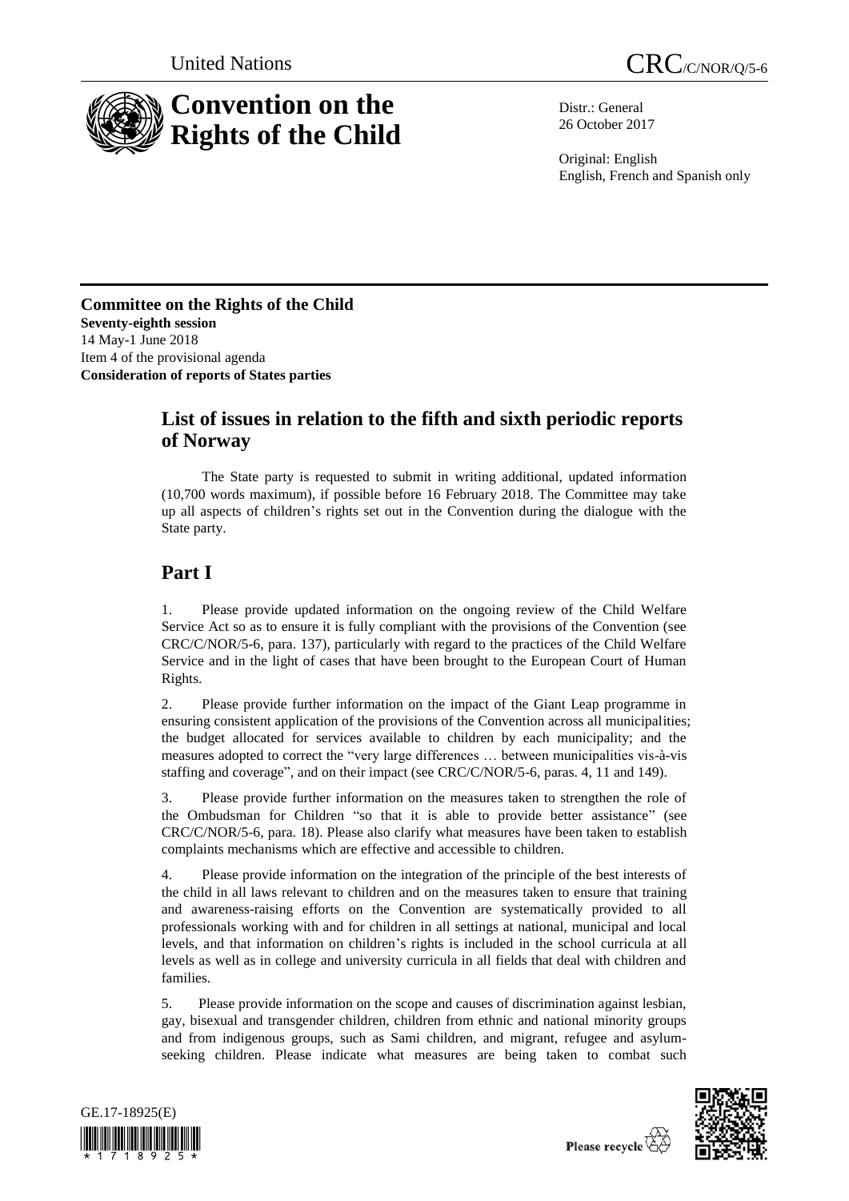United Nations CRC/C/NOR/Q/5-6

# Convention on the Rights of the Child

Distr.: General
26 October 2017

Original: English
English, French and Spanish only

**Committee on the Rights of the Child**
**Seventy-eighth session**
14 May-1 June 2018
Item 4 of the provisional agenda
**Consideration of reports of States parties**

## List of issues in relation to the fifth and sixth periodic reports of Norway

The State party is requested to submit in writing additional, updated information (10,700 words maximum), if possible before 16 February 2018. The Committee may take up all aspects of children's rights set out in the Convention during the dialogue with the State party.

## Part I

1. Please provide updated information on the ongoing review of the Child Welfare Service Act so as to ensure it is fully compliant with the provisions of the Convention (see CRC/C/NOR/5-6, para. 137), particularly with regard to the practices of the Child Welfare Service and in the light of cases that have been brought to the European Court of Human Rights.

2. Please provide further information on the impact of the Giant Leap programme in ensuring consistent application of the provisions of the Convention across all municipalities; the budget allocated for services available to children by each municipality; and the measures adopted to correct the "very large differences … between municipalities vis-à-vis staffing and coverage", and on their impact (see CRC/C/NOR/5-6, paras. 4, 11 and 149).

3. Please provide further information on the measures taken to strengthen the role of the Ombudsman for Children "so that it is able to provide better assistance" (see CRC/C/NOR/5-6, para. 18). Please also clarify what measures have been taken to establish complaints mechanisms which are effective and accessible to children.

4. Please provide information on the integration of the principle of the best interests of the child in all laws relevant to children and on the measures taken to ensure that training and awareness-raising efforts on the Convention are systematically provided to all professionals working with and for children in all settings at national, municipal and local levels, and that information on children's rights is included in the school curricula at all levels as well as in college and university curricula in all fields that deal with children and families.

5. Please provide information on the scope and causes of discrimination against lesbian, gay, bisexual and transgender children, children from ethnic and national minority groups and from indigenous groups, such as Sami children, and migrant, refugee and asylum-seeking children. Please indicate what measures are being taken to combat such

GE.17-18925(E)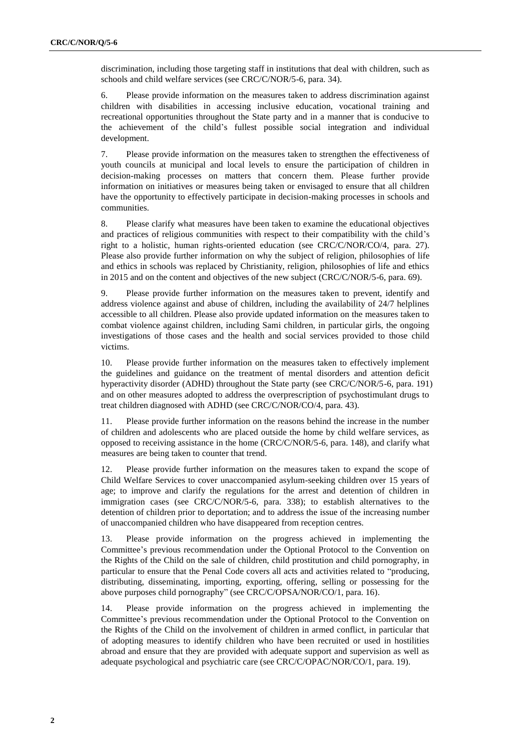discrimination, including those targeting staff in institutions that deal with children, such as schools and child welfare services (see CRC/C/NOR/5-6, para. 34).

6. Please provide information on the measures taken to address discrimination against children with disabilities in accessing inclusive education, vocational training and recreational opportunities throughout the State party and in a manner that is conducive to the achievement of the child's fullest possible social integration and individual development.

7. Please provide information on the measures taken to strengthen the effectiveness of youth councils at municipal and local levels to ensure the participation of children in decision-making processes on matters that concern them. Please further provide information on initiatives or measures being taken or envisaged to ensure that all children have the opportunity to effectively participate in decision-making processes in schools and communities.

8. Please clarify what measures have been taken to examine the educational objectives and practices of religious communities with respect to their compatibility with the child's right to a holistic, human rights-oriented education (see CRC/C/NOR/CO/4, para. 27). Please also provide further information on why the subject of religion, philosophies of life and ethics in schools was replaced by Christianity, religion, philosophies of life and ethics in 2015 and on the content and objectives of the new subject (CRC/C/NOR/5-6, para. 69).

9. Please provide further information on the measures taken to prevent, identify and address violence against and abuse of children, including the availability of 24/7 helplines accessible to all children. Please also provide updated information on the measures taken to combat violence against children, including Sami children, in particular girls, the ongoing investigations of those cases and the health and social services provided to those child victims.

10. Please provide further information on the measures taken to effectively implement the guidelines and guidance on the treatment of mental disorders and attention deficit hyperactivity disorder (ADHD) throughout the State party (see CRC/C/NOR/5-6, para. 191) and on other measures adopted to address the overprescription of psychostimulant drugs to treat children diagnosed with ADHD (see CRC/C/NOR/CO/4, para. 43).

11. Please provide further information on the reasons behind the increase in the number of children and adolescents who are placed outside the home by child welfare services, as opposed to receiving assistance in the home (CRC/C/NOR/5-6, para. 148), and clarify what measures are being taken to counter that trend.

12. Please provide further information on the measures taken to expand the scope of Child Welfare Services to cover unaccompanied asylum-seeking children over 15 years of age; to improve and clarify the regulations for the arrest and detention of children in immigration cases (see CRC/C/NOR/5-6, para. 338); to establish alternatives to the detention of children prior to deportation; and to address the issue of the increasing number of unaccompanied children who have disappeared from reception centres.

13. Please provide information on the progress achieved in implementing the Committee's previous recommendation under the Optional Protocol to the Convention on the Rights of the Child on the sale of children, child prostitution and child pornography, in particular to ensure that the Penal Code covers all acts and activities related to "producing, distributing, disseminating, importing, exporting, offering, selling or possessing for the above purposes child pornography" (see CRC/C/OPSA/NOR/CO/1, para. 16).

14. Please provide information on the progress achieved in implementing the Committee's previous recommendation under the Optional Protocol to the Convention on the Rights of the Child on the involvement of children in armed conflict, in particular that of adopting measures to identify children who have been recruited or used in hostilities abroad and ensure that they are provided with adequate support and supervision as well as adequate psychological and psychiatric care (see CRC/C/OPAC/NOR/CO/1, para. 19).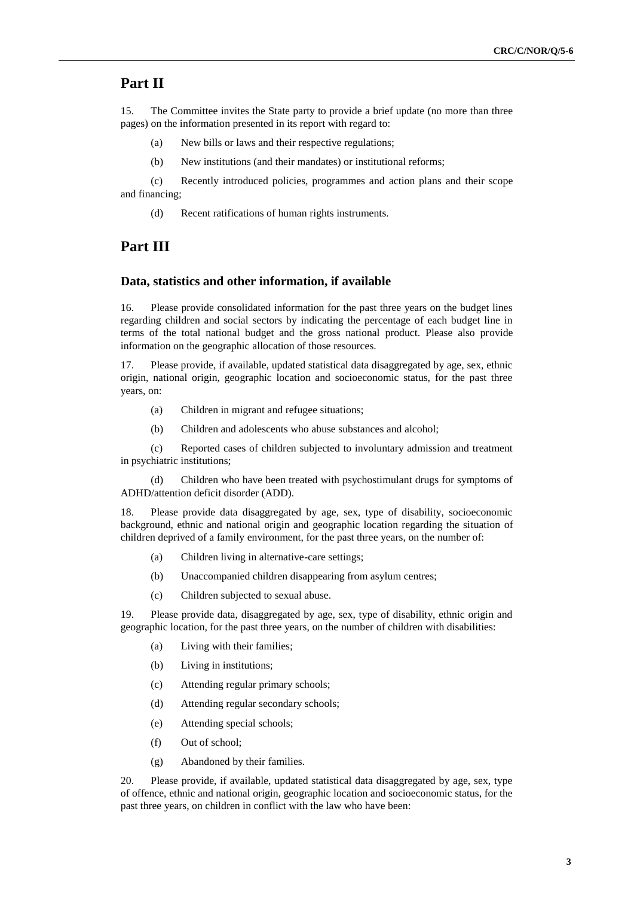## Part II

15. The Committee invites the State party to provide a brief update (no more than three pages) on the information presented in its report with regard to:

(a) New bills or laws and their respective regulations;

(b) New institutions (and their mandates) or institutional reforms;

(c) Recently introduced policies, programmes and action plans and their scope and financing;

(d) Recent ratifications of human rights instruments.

## Part III

### Data, statistics and other information, if available

16. Please provide consolidated information for the past three years on the budget lines regarding children and social sectors by indicating the percentage of each budget line in terms of the total national budget and the gross national product. Please also provide information on the geographic allocation of those resources.

17. Please provide, if available, updated statistical data disaggregated by age, sex, ethnic origin, national origin, geographic location and socioeconomic status, for the past three years, on:

(a) Children in migrant and refugee situations;

(b) Children and adolescents who abuse substances and alcohol;

(c) Reported cases of children subjected to involuntary admission and treatment in psychiatric institutions;

(d) Children who have been treated with psychostimulant drugs for symptoms of ADHD/attention deficit disorder (ADD).

18. Please provide data disaggregated by age, sex, type of disability, socioeconomic background, ethnic and national origin and geographic location regarding the situation of children deprived of a family environment, for the past three years, on the number of:

(a) Children living in alternative-care settings;

(b) Unaccompanied children disappearing from asylum centres;

(c) Children subjected to sexual abuse.

19. Please provide data, disaggregated by age, sex, type of disability, ethnic origin and geographic location, for the past three years, on the number of children with disabilities:

(a) Living with their families;

(b) Living in institutions;

(c) Attending regular primary schools;

(d) Attending regular secondary schools;

(e) Attending special schools;

(f) Out of school;

(g) Abandoned by their families.

20. Please provide, if available, updated statistical data disaggregated by age, sex, type of offence, ethnic and national origin, geographic location and socioeconomic status, for the past three years, on children in conflict with the law who have been: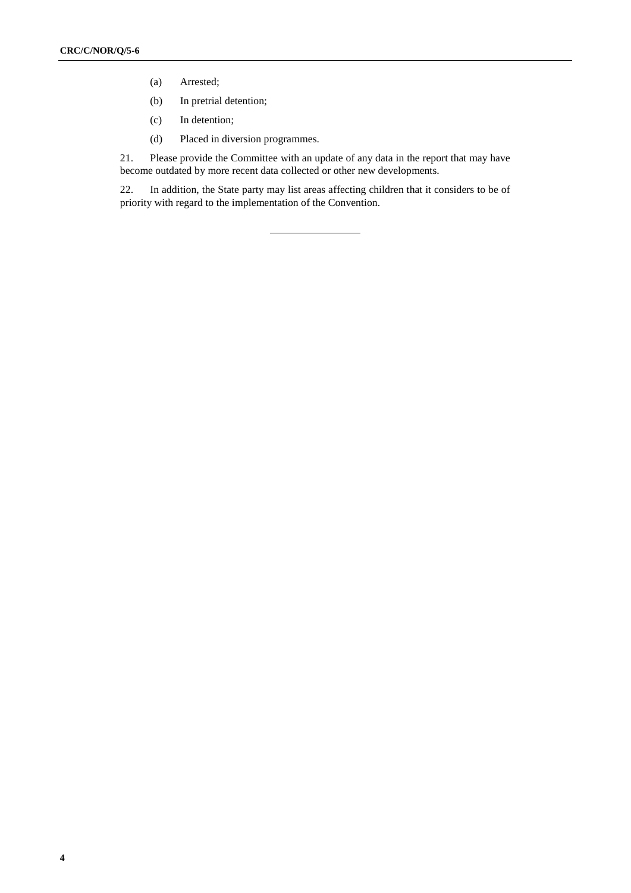(a) Arrested;

(b) In pretrial detention;

(c) In detention;

(d) Placed in diversion programmes.

21. Please provide the Committee with an update of any data in the report that may have become outdated by more recent data collected or other new developments.

22. In addition, the State party may list areas affecting children that it considers to be of priority with regard to the implementation of the Convention.